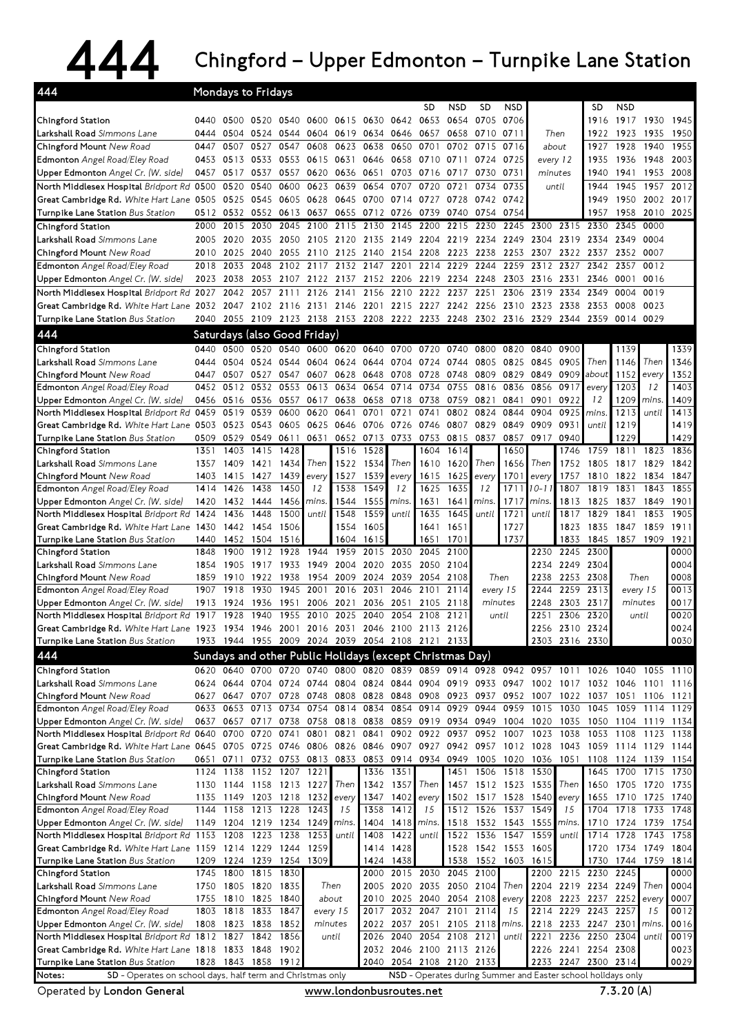# 444 Chingford – Upper Edmonton – Turnpike Lane Station

## Mondays to Fridays

| 444 | | | | | | | | | SD | NSD | SD | NSD | | | SD | NSD | | |
|---|---|---|---|---|---|---|---|---|---|---|---|---|---|---|---|---|---|---|
| **Chingford** Station | 0440 | 0500 | 0520 | 0540 | 0600 | 0615 | 0630 | 0642 | 0653 | 0654 | 0705 | 0706 | | | 1916 | 1917 | 1930 | 1945 |
| **Larkshall Road** *Simmons Lane* | 0444 | 0504 | 0524 | 0544 | 0604 | 0619 | 0634 | 0646 | 0657 | 0658 | 0710 | 0711 | Then | | 1922 | 1923 | 1935 | 1950 |
| **Chingford Mount** *New Road* | 0447 | 0507 | 0527 | 0547 | 0608 | 0623 | 0638 | 0650 | 0701 | 0702 | 0715 | 0716 | about | | 1927 | 1928 | 1940 | 1955 |
| **Edmonton** *Angel Road/Eley Road* | 0453 | 0513 | 0533 | 0553 | 0615 | 0631 | 0646 | 0658 | 0710 | 0711 | 0724 | 0725 | every 12 | | 1935 | 1936 | 1948 | 2003 |
| **Upper Edmonton** *Angel Cr. (W. side)* | 0457 | 0517 | 0537 | 0557 | 0620 | 0636 | 0651 | 0703 | 0716 | 0717 | 0730 | 0731 | minutes | | 1940 | 1941 | 1953 | 2008 |
| **North Middlesex Hospital** *Bridport Rd* | 0500 | 0520 | 0540 | 0600 | 0623 | 0639 | 0654 | 0707 | 0720 | 0721 | 0734 | 0735 | until | | 1944 | 1945 | 1957 | 2012 |
| **Great Cambridge Rd.** *White Hart Lane* | 0505 | 0525 | 0545 | 0605 | 0628 | 0645 | 0700 | 0714 | 0727 | 0728 | 0742 | 0742 | | | 1949 | 1950 | 2002 | 2017 |
| **Turnpike Lane Station** *Bus Station* | 0512 | 0532 | 0552 | 0613 | 0637 | 0655 | 0712 | 0726 | 0739 | 0740 | 0754 | 0754 | | | 1957 | 1958 | 2010 | 2025 |

| | | | | | | | | | | | | | | | | | |
|---|---|---|---|---|---|---|---|---|---|---|---|---|---|---|---|---|---|
| **Chingford** Station | 2000 | 2015 | 2030 | 2045 | 2100 | 2115 | 2130 | 2145 | 2200 | 2215 | 2230 | 2245 | 2300 | 2315 | 2330 | 2345 | 0000 |
| **Larkshall Road** *Simmons Lane* | 2005 | 2020 | 2035 | 2050 | 2105 | 2120 | 2135 | 2149 | 2204 | 2219 | 2234 | 2249 | 2304 | 2319 | 2334 | 2349 | 0004 |
| **Chingford Mount** *New Road* | 2010 | 2025 | 2040 | 2055 | 2110 | 2125 | 2140 | 2154 | 2208 | 2223 | 2238 | 2253 | 2307 | 2322 | 2337 | 2352 | 0007 |
| **Edmonton** *Angel Road/Eley Road* | 2018 | 2033 | 2048 | 2102 | 2117 | 2132 | 2147 | 2201 | 2214 | 2229 | 2244 | 2259 | 2312 | 2327 | 2342 | 2357 | 0012 |
| **Upper Edmonton** *Angel Cr. (W. side)* | 2023 | 2038 | 2053 | 2107 | 2122 | 2137 | 2152 | 2206 | 2219 | 2234 | 2248 | 2303 | 2316 | 2331 | 2346 | 0001 | 0016 |
| **North Middlesex Hospital** *Bridport Rd* | 2027 | 2042 | 2057 | 2111 | 2126 | 2141 | 2156 | 2210 | 2222 | 2237 | 2251 | 2306 | 2319 | 2334 | 2349 | 0004 | 0019 |
| **Great Cambridge Rd.** *White Hart Lane* | 2032 | 2047 | 2102 | 2116 | 2131 | 2146 | 2201 | 2215 | 2227 | 2242 | 2256 | 2310 | 2323 | 2338 | 2353 | 0008 | 0023 |
| **Turnpike Lane Station** *Bus Station* | 2040 | 2055 | 2109 | 2123 | 2138 | 2153 | 2208 | 2222 | 2233 | 2248 | 2302 | 2316 | 2329 | 2344 | 2359 | 0014 | 0029 |

## Saturdays (also Good Friday)

| 444 | | | | | | | | | | | | | | | | | | | |
|---|---|---|---|---|---|---|---|---|---|---|---|---|---|---|---|---|---|---|---|
| **Chingford** Station | 0440 | 0500 | 0520 | 0540 | 0600 | 0620 | 0640 | 0700 | 0720 | 0740 | 0800 | 0820 | 0840 | 0900 | | 1139 | | 1339 |
| **Larkshall Road** *Simmons Lane* | 0444 | 0504 | 0524 | 0544 | 0604 | 0624 | 0644 | 0704 | 0724 | 0744 | 0805 | 0825 | 0845 | 0905 | Then | 1146 | Then | 1346 |
| **Chingford Mount** *New Road* | 0447 | 0507 | 0527 | 0547 | 0607 | 0628 | 0648 | 0708 | 0728 | 0748 | 0809 | 0829 | 0849 | 0909 | about | 1152 | every | 1352 |
| **Edmonton** *Angel Road/Eley Road* | 0452 | 0512 | 0532 | 0553 | 0613 | 0634 | 0654 | 0714 | 0734 | 0755 | 0816 | 0836 | 0856 | 0917 | every | 1203 | 12 | 1403 |
| **Upper Edmonton** *Angel Cr. (W. side)* | 0456 | 0516 | 0536 | 0557 | 0617 | 0638 | 0658 | 0718 | 0738 | 0759 | 0821 | 0841 | 0901 | 0922 | 12 | 1209 | mins. | 1409 |
| **North Middlesex Hospital** *Bridport Rd* | 0459 | 0519 | 0539 | 0600 | 0620 | 0641 | 0701 | 0721 | 0741 | 0802 | 0824 | 0844 | 0904 | 0925 | mins. | 1213 | until | 1413 |
| **Great Cambridge Rd.** *White Hart Lane* | 0503 | 0523 | 0543 | 0605 | 0625 | 0646 | 0706 | 0726 | 0746 | 0807 | 0829 | 0849 | 0909 | 0931 | until | 1219 | | 1419 |
| **Turnpike Lane Station** *Bus Station* | 0509 | 0529 | 0549 | 0611 | 0631 | 0652 | 0713 | 0733 | 0753 | 0815 | 0837 | 0857 | 0917 | 0940 | | 1229 | | 1429 |

| | | | | | | | | | | | | | | | | | | |
|---|---|---|---|---|---|---|---|---|---|---|---|---|---|---|---|---|---|---|
| **Chingford** Station | 1351 | 1403 | 1415 | 1428 | | 1516 | 1528 | | 1604 | 1614 | | 1650 | | 1746 | 1759 | 1811 | 1823 | 1836 |
| **Larkshall Road** *Simmons Lane* | 1357 | 1409 | 1421 | 1434 | Then | 1522 | 1534 | Then | 1610 | 1620 | Then | 1656 | Then | 1752 | 1805 | 1817 | 1829 | 1842 |
| **Chingford Mount** *New Road* | 1403 | 1415 | 1427 | 1439 | every | 1527 | 1539 | every | 1615 | 1625 | every | 1701 | every | 1757 | 1810 | 1822 | 1834 | 1847 |
| **Edmonton** *Angel Road/Eley Road* | 1414 | 1426 | 1438 | 1450 | 12 | 1538 | 1549 | 12 | 1625 | 1635 | 12 | 1711 | 10-11 | 1807 | 1819 | 1831 | 1843 | 1855 |
| **Upper Edmonton** *Angel Cr. (W. side)* | 1420 | 1432 | 1444 | 1456 | mins. | 1544 | 1555 | mins. | 1631 | 1641 | mins. | 1717 | mins. | 1813 | 1825 | 1837 | 1849 | 1901 |
| **North Middlesex Hospital** *Bridport Rd* | 1424 | 1436 | 1448 | 1500 | until | 1548 | 1559 | until | 1635 | 1645 | until | 1721 | until | 1817 | 1829 | 1841 | 1853 | 1905 |
| **Great Cambridge Rd.** *White Hart Lane* | 1430 | 1442 | 1454 | 1506 | | 1554 | 1605 | | 1641 | 1651 | | 1727 | | 1823 | 1835 | 1847 | 1859 | 1911 |
| **Turnpike Lane Station** *Bus Station* | 1440 | 1452 | 1504 | 1516 | | 1604 | 1615 | | 1651 | 1701 | | 1737 | | 1833 | 1845 | 1857 | 1909 | 1921 |

| | | | | | | | | | | | | | | | |
|---|---|---|---|---|---|---|---|---|---|---|---|---|---|---|---|
| **Chingford** Station | 1848 | 1900 | 1912 | 1928 | 1944 | 1959 | 2015 | 2030 | 2045 | 2100 | | 2230 | 2245 | 2300 | | 0000 |
| **Larkshall Road** *Simmons Lane* | 1854 | 1905 | 1917 | 1933 | 1949 | 2004 | 2020 | 2035 | 2050 | 2104 | | 2234 | 2249 | 2304 | | 0004 |
| **Chingford Mount** *New Road* | 1859 | 1910 | 1922 | 1938 | 1954 | 2009 | 2024 | 2039 | 2054 | 2108 | Then | 2238 | 2253 | 2308 | Then | 0008 |
| **Edmonton** *Angel Road/Eley Road* | 1907 | 1918 | 1930 | 1945 | 2001 | 2016 | 2031 | 2046 | 2101 | 2114 | every 15 | 2244 | 2259 | 2313 | every 15 | 0013 |
| **Upper Edmonton** *Angel Cr. (W. side)* | 1913 | 1924 | 1936 | 1951 | 2006 | 2021 | 2036 | 2051 | 2105 | 2118 | minutes | 2248 | 2303 | 2317 | minutes | 0017 |
| **North Middlesex Hospital** *Bridport Rd* | 1917 | 1928 | 1940 | 1955 | 2010 | 2025 | 2040 | 2054 | 2108 | 2121 | until | 2251 | 2306 | 2320 | until | 0020 |
| **Great Cambridge Rd.** *White Hart Lane* | 1923 | 1934 | 1946 | 2001 | 2016 | 2031 | 2046 | 2100 | 2113 | 2126 | | 2256 | 2310 | 2324 | | 0024 |
| **Turnpike Lane Station** *Bus Station* | 1933 | 1944 | 1955 | 2009 | 2024 | 2039 | 2054 | 2108 | 2121 | 2133 | | 2303 | 2316 | 2330 | | 0030 |

## Sundays and other Public Holidays (except Christmas Day)

| 444 | | | | | | | | | | | | | | | | | | |
|---|---|---|---|---|---|---|---|---|---|---|---|---|---|---|---|---|---|---|
| **Chingford** Station | 0620 | 0640 | 0700 | 0720 | 0740 | 0800 | 0820 | 0839 | 0859 | 0914 | 0928 | 0942 | 0957 | 1011 | 1026 | 1040 | 1055 | 1110 |
| **Larkshall Road** *Simmons Lane* | 0624 | 0644 | 0704 | 0724 | 0744 | 0804 | 0824 | 0844 | 0904 | 0919 | 0933 | 0947 | 1002 | 1017 | 1032 | 1046 | 1101 | 1116 |
| **Chingford Mount** *New Road* | 0627 | 0647 | 0707 | 0728 | 0748 | 0808 | 0828 | 0848 | 0908 | 0923 | 0937 | 0952 | 1007 | 1022 | 1037 | 1051 | 1106 | 1121 |
| **Edmonton** *Angel Road/Eley Road* | 0633 | 0653 | 0713 | 0734 | 0754 | 0814 | 0834 | 0854 | 0914 | 0929 | 0944 | 0959 | 1015 | 1030 | 1045 | 1059 | 1114 | 1129 |
| **Upper Edmonton** *Angel Cr. (W. side)* | 0637 | 0657 | 0717 | 0738 | 0758 | 0818 | 0838 | 0859 | 0919 | 0934 | 0949 | 1004 | 1020 | 1035 | 1050 | 1104 | 1119 | 1134 |
| **North Middlesex Hospital** *Bridport Rd* | 0640 | 0700 | 0720 | 0741 | 0801 | 0821 | 0841 | 0902 | 0922 | 0937 | 0952 | 1007 | 1023 | 1038 | 1053 | 1108 | 1123 | 1138 |
| **Great Cambridge Rd.** *White Hart Lane* | 0645 | 0705 | 0725 | 0746 | 0806 | 0826 | 0846 | 0907 | 0927 | 0942 | 0957 | 1012 | 1028 | 1043 | 1059 | 1114 | 1129 | 1144 |
| **Turnpike Lane Station** *Bus Station* | 0651 | 0711 | 0732 | 0753 | 0813 | 0833 | 0853 | 0914 | 0934 | 0949 | 1005 | 1020 | 1036 | 1051 | 1108 | 1124 | 1139 | 1154 |

| | | | | | | | | | | | | | | | | | | |
|---|---|---|---|---|---|---|---|---|---|---|---|---|---|---|---|---|---|---|
| **Chingford** Station | 1124 | 1138 | 1152 | 1207 | 1221 | | 1336 | 1351 | | 1451 | 1506 | 1518 | 1530 | | 1645 | 1700 | 1715 | 1730 |
| **Larkshall Road** *Simmons Lane* | 1130 | 1144 | 1158 | 1213 | 1227 | Then | 1342 | 1357 | Then | 1457 | 1512 | 1523 | 1535 | Then | 1650 | 1705 | 1720 | 1735 |
| **Chingford Mount** *New Road* | 1135 | 1149 | 1203 | 1218 | 1232 | every | 1347 | 1402 | every | 1502 | 1517 | 1528 | 1540 | every | 1655 | 1710 | 1725 | 1740 |
| **Edmonton** *Angel Road/Eley Road* | 1144 | 1158 | 1213 | 1228 | 1243 | 15 | 1358 | 1412 | 15 | 1512 | 1526 | 1537 | 1549 | 15 | 1704 | 1718 | 1733 | 1748 |
| **Upper Edmonton** *Angel Cr. (W. side)* | 1149 | 1204 | 1219 | 1234 | 1249 | mins. | 1404 | 1418 | mins. | 1518 | 1532 | 1543 | 1555 | mins. | 1710 | 1724 | 1739 | 1754 |
| **North Middlesex Hospital** *Bridport Rd* | 1153 | 1208 | 1223 | 1238 | 1253 | until | 1408 | 1422 | until | 1522 | 1536 | 1547 | 1559 | until | 1714 | 1728 | 1743 | 1758 |
| **Great Cambridge Rd.** *White Hart Lane* | 1159 | 1214 | 1229 | 1244 | 1259 | | 1414 | 1428 | | 1528 | 1542 | 1553 | 1605 | | 1720 | 1734 | 1749 | 1804 |
| **Turnpike Lane Station** *Bus Station* | 1209 | 1224 | 1239 | 1254 | 1309 | | 1424 | 1438 | | 1538 | 1552 | 1603 | 1615 | | 1730 | 1744 | 1759 | 1814 |

| | | | | | | | | | | | | | | | | |
|---|---|---|---|---|---|---|---|---|---|---|---|---|---|---|---|---|
| **Chingford** Station | 1745 | 1800 | 1815 | 1830 | | 2000 | 2015 | 2030 | 2045 | 2100 | | 2200 | 2215 | 2230 | 2245 | | 0000 |
| **Larkshall Road** *Simmons Lane* | 1750 | 1805 | 1820 | 1835 | Then | 2005 | 2020 | 2035 | 2050 | 2104 | Then | 2204 | 2219 | 2234 | 2249 | Then | 0004 |
| **Chingford Mount** *New Road* | 1755 | 1810 | 1825 | 1840 | about | 2010 | 2025 | 2040 | 2054 | 2108 | every | 2208 | 2223 | 2237 | 2252 | every | 0007 |
| **Edmonton** *Angel Road/Eley Road* | 1803 | 1818 | 1833 | 1847 | every 15 | 2017 | 2032 | 2047 | 2101 | 2114 | 15 | 2214 | 2229 | 2243 | 2257 | 15 | 0012 |
| **Upper Edmonton** *Angel Cr. (W. side)* | 1808 | 1823 | 1838 | 1852 | minutes | 2022 | 2037 | 2051 | 2105 | 2118 | mins. | 2218 | 2233 | 2247 | 2301 | mins. | 0016 |
| **North Middlesex Hospital** *Bridport Rd* | 1812 | 1827 | 1842 | 1856 | until | 2026 | 2040 | 2054 | 2108 | 2121 | until | 2221 | 2236 | 2250 | 2304 | until | 0019 |
| **Great Cambridge Rd.** *White Hart Lane* | 1818 | 1833 | 1848 | 1902 | | 2032 | 2046 | 2100 | 2113 | 2126 | | 2226 | 2241 | 2254 | 2308 | | 0023 |
| **Turnpike Lane Station** *Bus Station* | 1828 | 1843 | 1858 | 1912 | | 2040 | 2054 | 2108 | 2120 | 2133 | | 2233 | 2247 | 2300 | 2314 | | 0029 |

**Notes:** SD - Operates on school days, half term and Christmas only. NSD - Operates during Summer and Easter school holidays only

Operated by **London General** www.londonbusroutes.net 7.3.20 (A)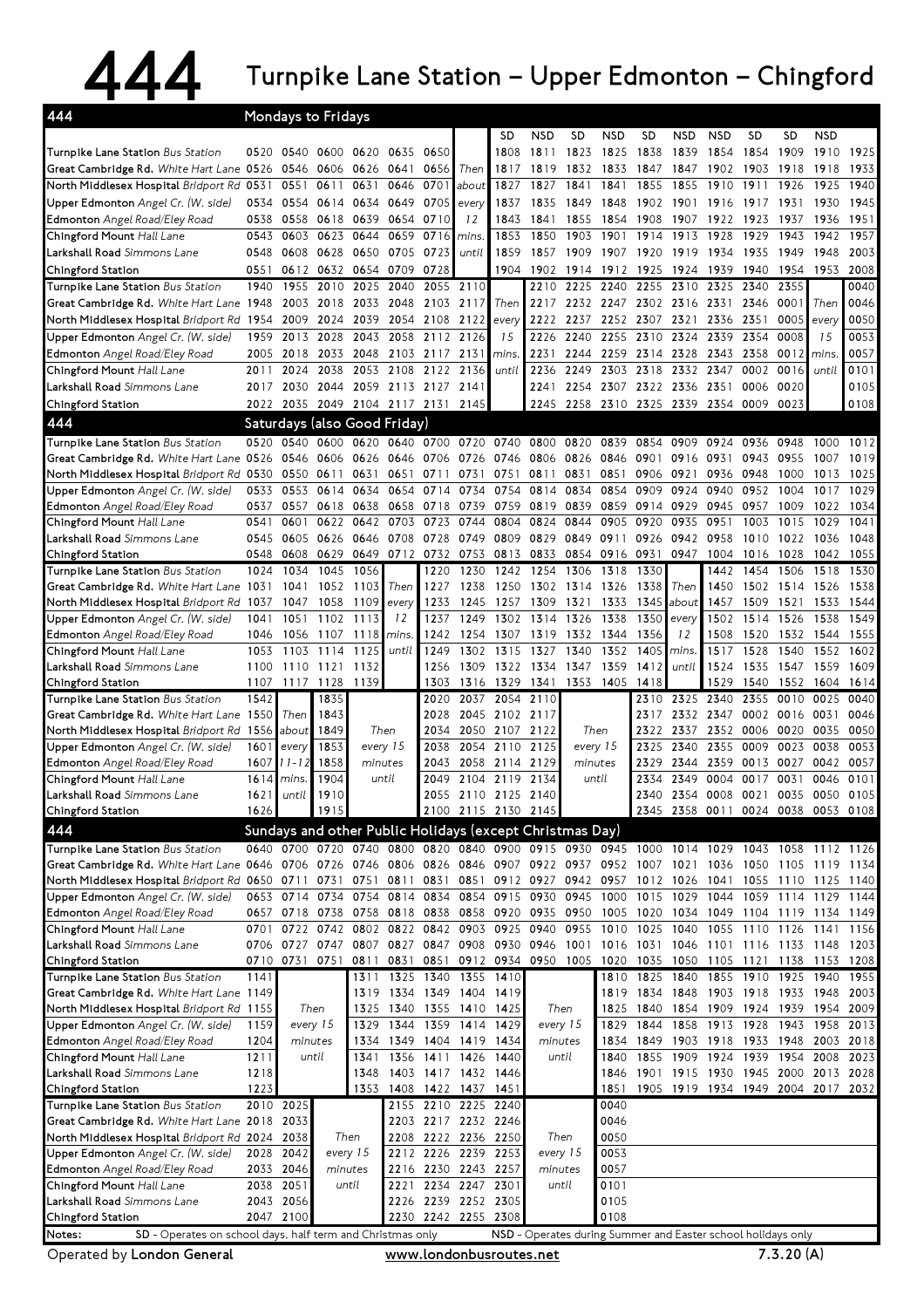# 444 Turnpike Lane Station – Upper Edmonton – Chingford

## Mondays to Fridays

| | | | | | | | | SD | NSD | SD | NSD | SD | NSD | NSD | SD | SD | NSD | |
|---|---|---|---|---|---|---|---|---|---|---|---|---|---|---|---|---|---|---|
| **Turnpike Lane Station** *Bus Station* | 0520 | 0540 | 0600 | 0620 | 0635 | 0650 | | 1808 | 1811 | 1823 | 1825 | 1838 | 1839 | 1854 | 1854 | 1909 | 1910 | 1925 |
| **Great Cambridge Rd.** *White Hart Lane* | 0526 | 0546 | 0606 | 0626 | 0641 | 0656 | *Then* | 1817 | 1819 | 1832 | 1833 | 1847 | 1847 | 1902 | 1903 | 1918 | 1918 | 1933 |
| **North Middlesex Hospital** *Bridport Rd* | 0531 | 0551 | 0611 | 0631 | 0646 | 0701 | *about* | 1827 | 1827 | 1841 | 1841 | 1855 | 1855 | 1910 | 1911 | 1926 | 1925 | 1940 |
| **Upper Edmonton** *Angel Cr. (W. side)* | 0534 | 0554 | 0614 | 0634 | 0649 | 0705 | *every* | 1837 | 1835 | 1849 | 1848 | 1902 | 1901 | 1916 | 1917 | 1931 | 1930 | 1945 |
| **Edmonton** *Angel Road/Eley Road* | 0538 | 0558 | 0618 | 0639 | 0654 | 0710 | *12* | 1843 | 1841 | 1855 | 1854 | 1908 | 1907 | 1922 | 1923 | 1937 | 1936 | 1951 |
| **Chingford Mount** *Hall Lane* | 0543 | 0603 | 0623 | 0644 | 0659 | 0716 | *mins.* | 1853 | 1850 | 1903 | 1901 | 1914 | 1913 | 1928 | 1929 | 1943 | 1942 | 1957 |
| **Larkshall Road** *Simmons Lane* | 0548 | 0608 | 0628 | 0650 | 0705 | 0723 | *until* | 1859 | 1857 | 1909 | 1907 | 1920 | 1919 | 1934 | 1935 | 1949 | 1948 | 2003 |
| **Chingford Station** | 0551 | 0612 | 0632 | 0654 | 0709 | 0728 | | 1904 | 1902 | 1914 | 1912 | 1925 | 1924 | 1939 | 1940 | 1954 | 1953 | 2008 |

| | | | | | | | | | | | | | | | | | |
|---|---|---|---|---|---|---|---|---|---|---|---|---|---|---|---|---|---|
| **Turnpike Lane Station** *Bus Station* | 1940 | 1955 | 2010 | 2025 | 2040 | 2055 | 2110 | | 2210 | 2225 | 2240 | 2255 | 2310 | 2325 | 2340 | 2355 | | 0040 |
| **Great Cambridge Rd.** *White Hart Lane* | 1948 | 2003 | 2018 | 2033 | 2048 | 2103 | 2117 | *Then* | 2217 | 2232 | 2247 | 2302 | 2316 | 2331 | 2346 | 0001 | *Then* | 0046 |
| **North Middlesex Hospital** *Bridport Rd* | 1954 | 2009 | 2024 | 2039 | 2054 | 2108 | 2122 | *every* | 2222 | 2237 | 2252 | 2307 | 2321 | 2336 | 2351 | 0005 | *every* | 0050 |
| **Upper Edmonton** *Angel Cr. (W. side)* | 1959 | 2013 | 2028 | 2043 | 2058 | 2112 | 2126 | *15* | 2226 | 2240 | 2255 | 2310 | 2324 | 2339 | 2354 | 0008 | *15* | 0053 |
| **Edmonton** *Angel Road/Eley Road* | 2005 | 2018 | 2033 | 2048 | 2103 | 2117 | 2131 | *mins.* | 2231 | 2244 | 2259 | 2314 | 2328 | 2343 | 2358 | 0012 | *mins.* | 0057 |
| **Chingford Mount** *Hall Lane* | 2011 | 2024 | 2038 | 2053 | 2108 | 2122 | 2136 | *until* | 2236 | 2249 | 2303 | 2318 | 2332 | 2347 | 0002 | 0016 | *until* | 0101 |
| **Larkshall Road** *Simmons Lane* | 2017 | 2030 | 2044 | 2059 | 2113 | 2127 | 2141 | | 2241 | 2254 | 2307 | 2322 | 2336 | 2351 | 0006 | 0020 | | 0105 |
| **Chingford Station** | 2022 | 2035 | 2049 | 2104 | 2117 | 2131 | 2145 | | 2245 | 2258 | 2310 | 2325 | 2339 | 2354 | 0009 | 0023 | | 0108 |

## Saturdays (also Good Friday)

| | | | | | | | | | | | | | | | | | | |
|---|---|---|---|---|---|---|---|---|---|---|---|---|---|---|---|---|---|---|
| **Turnpike Lane Station** *Bus Station* | 0520 | 0540 | 0600 | 0620 | 0640 | 0700 | 0720 | 0740 | 0800 | 0820 | 0839 | 0854 | 0909 | 0924 | 0936 | 0948 | 1000 | 1012 |
| **Great Cambridge Rd.** *White Hart Lane* | 0526 | 0546 | 0606 | 0626 | 0646 | 0706 | 0726 | 0746 | 0806 | 0826 | 0846 | 0901 | 0916 | 0931 | 0943 | 0955 | 1007 | 1019 |
| **North Middlesex Hospital** *Bridport Rd* | 0530 | 0550 | 0611 | 0631 | 0651 | 0711 | 0731 | 0751 | 0811 | 0831 | 0851 | 0906 | 0921 | 0936 | 0948 | 1000 | 1013 | 1025 |
| **Upper Edmonton** *Angel Cr. (W. side)* | 0533 | 0553 | 0614 | 0634 | 0654 | 0714 | 0734 | 0754 | 0814 | 0834 | 0854 | 0909 | 0924 | 0940 | 0952 | 1004 | 1017 | 1029 |
| **Edmonton** *Angel Road/Eley Road* | 0537 | 0557 | 0618 | 0638 | 0658 | 0718 | 0739 | 0759 | 0819 | 0839 | 0859 | 0914 | 0929 | 0945 | 0957 | 1009 | 1022 | 1034 |
| **Chingford Mount** *Hall Lane* | 0541 | 0601 | 0622 | 0642 | 0703 | 0723 | 0744 | 0804 | 0824 | 0844 | 0905 | 0920 | 0935 | 0951 | 1003 | 1015 | 1029 | 1041 |
| **Larkshall Road** *Simmons Lane* | 0545 | 0605 | 0626 | 0646 | 0708 | 0728 | 0749 | 0809 | 0829 | 0849 | 0911 | 0926 | 0942 | 0958 | 1010 | 1022 | 1036 | 1048 |
| **Chingford Station** | 0548 | 0608 | 0629 | 0649 | 0712 | 0732 | 0753 | 0813 | 0833 | 0854 | 0916 | 0931 | 0947 | 1004 | 1016 | 1028 | 1042 | 1055 |

| | | | | | | | | | | | | | | | | | |
|---|---|---|---|---|---|---|---|---|---|---|---|---|---|---|---|---|---|
| **Turnpike Lane Station** *Bus Station* | 1024 | 1034 | 1045 | 1056 | | 1220 | 1230 | 1242 | 1254 | 1306 | 1318 | 1330 | | 1442 | 1454 | 1506 | 1518 | 1530 |
| **Great Cambridge Rd.** *White Hart Lane* | 1031 | 1041 | 1052 | 1103 | *Then* | 1227 | 1238 | 1250 | 1302 | 1314 | 1326 | 1338 | *Then* | 1450 | 1502 | 1514 | 1526 | 1538 |
| **North Middlesex Hospital** *Bridport Rd* | 1037 | 1047 | 1058 | 1109 | *every* | 1233 | 1245 | 1257 | 1309 | 1321 | 1333 | 1345 | *about* | 1457 | 1509 | 1521 | 1533 | 1544 |
| **Upper Edmonton** *Angel Cr. (W. side)* | 1041 | 1051 | 1102 | 1113 | *12* | 1237 | 1249 | 1302 | 1314 | 1326 | 1338 | 1350 | *every* | 1502 | 1514 | 1526 | 1538 | 1549 |
| **Edmonton** *Angel Road/Eley Road* | 1046 | 1056 | 1107 | 1118 | *mins.* | 1242 | 1254 | 1307 | 1319 | 1332 | 1344 | 1356 | *12* | 1508 | 1520 | 1532 | 1544 | 1555 |
| **Chingford Mount** *Hall Lane* | 1053 | 1103 | 1114 | 1125 | *until* | 1249 | 1302 | 1315 | 1327 | 1340 | 1352 | 1405 | *mins.* | 1517 | 1528 | 1540 | 1552 | 1602 |
| **Larkshall Road** *Simmons Lane* | 1100 | 1110 | 1121 | 1132 | | 1256 | 1309 | 1322 | 1334 | 1347 | 1359 | 1412 | *until* | 1524 | 1535 | 1547 | 1559 | 1609 |
| **Chingford Station** | 1107 | 1117 | 1128 | 1139 | | 1303 | 1316 | 1329 | 1341 | 1353 | 1405 | 1418 | | 1529 | 1540 | 1552 | 1604 | 1614 |

| | | | | | | | | | | | | | | | | |
|---|---|---|---|---|---|---|---|---|---|---|---|---|---|---|---|---|
| **Turnpike Lane Station** *Bus Station* | 1542 | | 1835 | | 2020 | 2037 | 2054 | 2110 | | 2310 | 2325 | 2340 | 2355 | 0010 | 0025 | 0040 |
| **Great Cambridge Rd.** *White Hart Lane* | 1550 | *Then* | 1843 | | 2028 | 2045 | 2102 | 2117 | | 2317 | 2332 | 2347 | 0002 | 0016 | 0031 | 0046 |
| **North Middlesex Hospital** *Bridport Rd* | 1556 | *about* | 1849 | *Then* | 2034 | 2050 | 2107 | 2122 | *Then* | 2322 | 2337 | 2352 | 0006 | 0020 | 0035 | 0050 |
| **Upper Edmonton** *Angel Cr. (W. side)* | 1601 | *every* | 1853 | *every 15* | 2038 | 2054 | 2110 | 2125 | *every 15* | 2325 | 2340 | 2355 | 0009 | 0023 | 0038 | 0053 |
| **Edmonton** *Angel Road/Eley Road* | 1607 | *11-12* | 1858 | *minutes* | 2043 | 2058 | 2114 | 2129 | *minutes* | 2329 | 2344 | 2359 | 0013 | 0027 | 0042 | 0057 |
| **Chingford Mount** *Hall Lane* | 1614 | *mins.* | 1904 | *until* | 2049 | 2104 | 2119 | 2134 | *until* | 2334 | 2349 | 0004 | 0017 | 0031 | 0046 | 0101 |
| **Larkshall Road** *Simmons Lane* | 1621 | *until* | 1910 | | 2055 | 2110 | 2125 | 2140 | | 2340 | 2354 | 0008 | 0021 | 0035 | 0050 | 0105 |
| **Chingford Station** | 1626 | | 1915 | | 2100 | 2115 | 2130 | 2145 | | 2345 | 2358 | 0011 | 0024 | 0038 | 0053 | 0108 |

## Sundays and other Public Holidays (except Christmas Day)

| | | | | | | | | | | | | | | | | | | |
|---|---|---|---|---|---|---|---|---|---|---|---|---|---|---|---|---|---|---|
| **Turnpike Lane Station** *Bus Station* | 0640 | 0700 | 0720 | 0740 | 0800 | 0820 | 0840 | 0900 | 0915 | 0930 | 0945 | 1000 | 1014 | 1029 | 1043 | 1058 | 1112 | 1126 |
| **Great Cambridge Rd.** *White Hart Lane* | 0646 | 0706 | 0726 | 0746 | 0806 | 0826 | 0846 | 0907 | 0922 | 0937 | 0952 | 1007 | 1021 | 1036 | 1050 | 1105 | 1119 | 1134 |
| **North Middlesex Hospital** *Bridport Rd* | 0650 | 0711 | 0731 | 0751 | 0811 | 0831 | 0851 | 0912 | 0927 | 0942 | 0957 | 1012 | 1026 | 1041 | 1055 | 1110 | 1125 | 1140 |
| **Upper Edmonton** *Angel Cr. (W. side)* | 0653 | 0714 | 0734 | 0754 | 0814 | 0834 | 0854 | 0915 | 0930 | 0945 | 1000 | 1015 | 1029 | 1044 | 1059 | 1114 | 1129 | 1144 |
| **Edmonton** *Angel Road/Eley Road* | 0657 | 0718 | 0738 | 0758 | 0818 | 0838 | 0858 | 0920 | 0935 | 0950 | 1005 | 1020 | 1034 | 1049 | 1104 | 1119 | 1134 | 1149 |
| **Chingford Mount** *Hall Lane* | 0701 | 0722 | 0742 | 0802 | 0822 | 0842 | 0903 | 0925 | 0940 | 0955 | 1010 | 1025 | 1040 | 1055 | 1110 | 1126 | 1141 | 1156 |
| **Larkshall Road** *Simmons Lane* | 0706 | 0727 | 0747 | 0807 | 0827 | 0847 | 0908 | 0930 | 0946 | 1001 | 1016 | 1031 | 1046 | 1101 | 1116 | 1133 | 1148 | 1203 |
| **Chingford Station** | 0710 | 0731 | 0751 | 0811 | 0831 | 0851 | 0912 | 0934 | 0950 | 1005 | 1020 | 1035 | 1050 | 1105 | 1121 | 1138 | 1153 | 1208 |

| | | | | | | | | | | | | | | | | |
|---|---|---|---|---|---|---|---|---|---|---|---|---|---|---|---|---|
| **Turnpike Lane Station** *Bus Station* | 1141 | | 1311 | 1325 | 1340 | 1355 | 1410 | | 1810 | 1825 | 1840 | 1855 | 1910 | 1925 | 1940 | 1955 |
| **Great Cambridge Rd.** *White Hart Lane* | 1149 | | 1319 | 1334 | 1349 | 1404 | 1419 | | 1819 | 1834 | 1848 | 1903 | 1918 | 1933 | 1948 | 2003 |
| **North Middlesex Hospital** *Bridport Rd* | 1155 | *Then* | 1325 | 1340 | 1355 | 1410 | 1425 | *Then* | 1825 | 1840 | 1854 | 1909 | 1924 | 1939 | 1954 | 2009 |
| **Upper Edmonton** *Angel Cr. (W. side)* | 1159 | *every 15* | 1329 | 1344 | 1359 | 1414 | 1429 | *every 15* | 1829 | 1844 | 1858 | 1913 | 1928 | 1943 | 1958 | 2013 |
| **Edmonton** *Angel Road/Eley Road* | 1204 | *minutes* | 1334 | 1349 | 1404 | 1419 | 1434 | *minutes* | 1834 | 1849 | 1903 | 1918 | 1933 | 1948 | 2003 | 2018 |
| **Chingford Mount** *Hall Lane* | 1211 | *until* | 1341 | 1356 | 1411 | 1426 | 1440 | *until* | 1840 | 1855 | 1909 | 1924 | 1939 | 1954 | 2008 | 2023 |
| **Larkshall Road** *Simmons Lane* | 1218 | | 1348 | 1403 | 1417 | 1432 | 1446 | | 1846 | 1901 | 1915 | 1930 | 1945 | 2000 | 2013 | 2028 |
| **Chingford Station** | 1223 | | 1353 | 1408 | 1422 | 1437 | 1451 | | 1851 | 1905 | 1919 | 1934 | 1949 | 2004 | 2017 | 2032 |

| | | | | | | | | | |
|---|---|---|---|---|---|---|---|---|---|
| **Turnpike Lane Station** *Bus Station* | 2010 | 2025 | | 2155 | 2210 | 2225 | 2240 | | 0040 |
| **Great Cambridge Rd.** *White Hart Lane* | 2018 | 2033 | | 2203 | 2217 | 2232 | 2246 | | 0046 |
| **North Middlesex Hospital** *Bridport Rd* | 2024 | 2038 | *Then* | 2208 | 2222 | 2236 | 2250 | *Then* | 0050 |
| **Upper Edmonton** *Angel Cr. (W. side)* | 2028 | 2042 | *every 15* | 2212 | 2226 | 2239 | 2253 | *every 15* | 0053 |
| **Edmonton** *Angel Road/Eley Road* | 2033 | 2046 | *minutes* | 2216 | 2230 | 2243 | 2257 | *minutes* | 0057 |
| **Chingford Mount** *Hall Lane* | 2038 | 2051 | *until* | 2221 | 2234 | 2247 | 2301 | *until* | 0101 |
| **Larkshall Road** *Simmons Lane* | 2043 | 2056 | | 2226 | 2239 | 2252 | 2305 | | 0105 |
| **Chingford Station** | 2047 | 2100 | | 2230 | 2242 | 2255 | 2308 | | 0108 |

**Notes:** SD - Operates on school days, half term and Christmas only. NSD - Operates during Summer and Easter school holidays only.

Operated by **London General** — www.londonbusroutes.net — 7.3.20 (A)